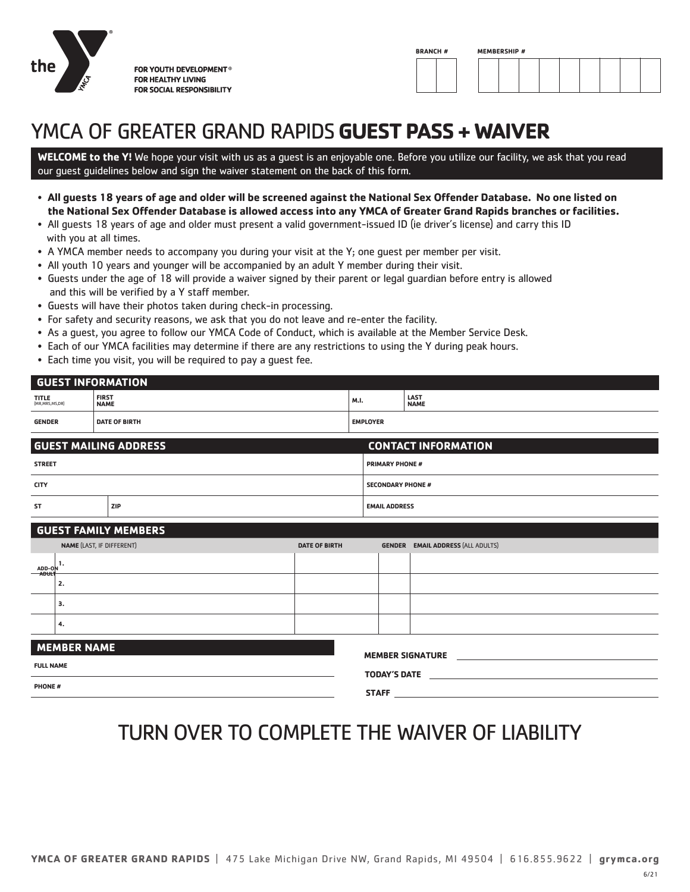the YMCA

FOR YOUTH DEVELOPMENT®
FOR HEALTHY LIVING
FOR SOCIAL RESPONSIBILITY

| BRANCH # | MEMBERSHIP # |
|---|---|
| | |

# YMCA OF GREATER GRAND RAPIDS **GUEST PASS + WAIVER**

**WELCOME to the Y!** We hope your visit with us as a guest is an enjoyable one. Before you utilize our facility, we ask that you read our guest guidelines below and sign the waiver statement on the back of this form.

- **All guests 18 years of age and older will be screened against the National Sex Offender Database. No one listed on the National Sex Offender Database is allowed access into any YMCA of Greater Grand Rapids branches or facilities.**
- All guests 18 years of age and older must present a valid government-issued ID (ie driver's license) and carry this ID with you at all times.
- A YMCA member needs to accompany you during your visit at the Y; one guest per member per visit.
- All youth 10 years and younger will be accompanied by an adult Y member during their visit.
- Guests under the age of 18 will provide a waiver signed by their parent or legal guardian before entry is allowed and this will be verified by a Y staff member.
- Guests will have their photos taken during check-in processing.
- For safety and security reasons, we ask that you do not leave and re-enter the facility.
- As a guest, you agree to follow our YMCA Code of Conduct, which is available at the Member Service Desk.
- Each of our YMCA facilities may determine if there are any restrictions to using the Y during peak hours.
- Each time you visit, you will be required to pay a guest fee.

## GUEST INFORMATION

| TITLE (MR,MRS,MS,DR) | FIRST NAME | M.I. | LAST NAME |
|---|---|---|---|
| | | | |

| GENDER | DATE OF BIRTH | EMPLOYER |
|---|---|---|
| | | |

## GUEST MAILING ADDRESS

STREET

CITY

ST | ZIP

## CONTACT INFORMATION

PRIMARY PHONE #

SECONDARY PHONE #

EMAIL ADDRESS

## GUEST FAMILY MEMBERS

| | NAME (LAST, IF DIFFERENT) | DATE OF BIRTH | GENDER | EMAIL ADDRESS (ALL ADULTS) |
|---|---|---|---|---|
| ADD-ON ADULT | 1. | | | |
| | 2. | | | |
| | 3. | | | |
| | 4. | | | |

## MEMBER NAME

FULL NAME

PHONE #

MEMBER SIGNATURE ____________________

TODAY'S DATE ____________________

STAFF ____________________

# TURN OVER TO COMPLETE THE WAIVER OF LIABILITY

**YMCA OF GREATER GRAND RAPIDS** | 475 Lake Michigan Drive NW, Grand Rapids, MI 49504 | 616.855.9622 | **grymca.org**

6/21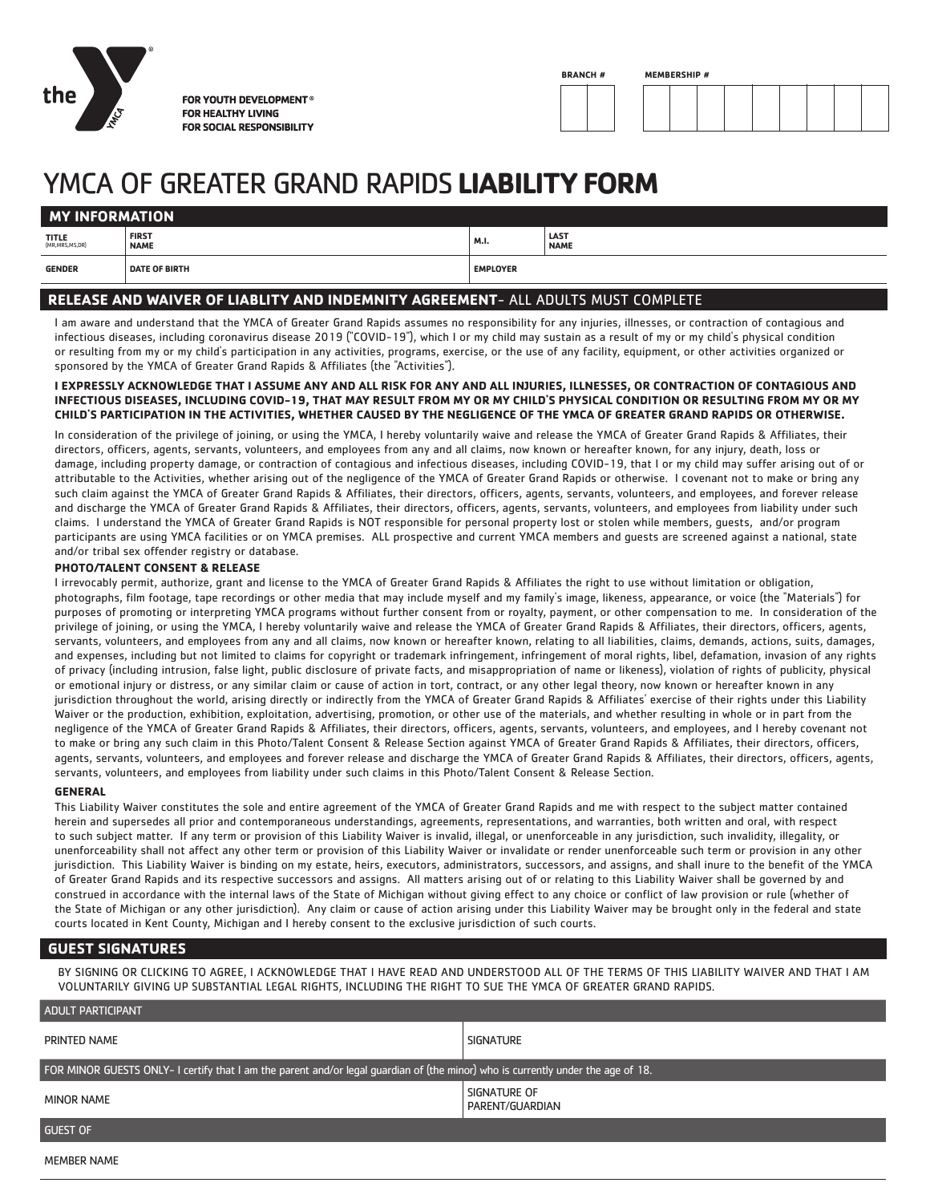FOR YOUTH DEVELOPMENT®
FOR HEALTHY LIVING
FOR SOCIAL RESPONSIBILITY

| BRANCH # | MEMBERSHIP # |
| --- | --- |
| | |

# YMCA OF GREATER GRAND RAPIDS **LIABILITY FORM**

## MY INFORMATION

| TITLE (MR,MRS,MS,DR) | FIRST NAME | M.I. | LAST NAME |
| --- | --- | --- | --- |
| GENDER | DATE OF BIRTH | EMPLOYER | |

## RELEASE AND WAIVER OF LIABLITY AND INDEMNITY AGREEMENT- ALL ADULTS MUST COMPLETE

I am aware and understand that the YMCA of Greater Grand Rapids assumes no responsibility for any injuries, illnesses, or contraction of contagious and infectious diseases, including coronavirus disease 2019 ("COVID-19"), which I or my child may sustain as a result of my or my child's physical condition or resulting from my or my child's participation in any activities, programs, exercise, or the use of any facility, equipment, or other activities organized or sponsored by the YMCA of Greater Grand Rapids & Affiliates (the "Activities").

**I EXPRESSLY ACKNOWLEDGE THAT I ASSUME ANY AND ALL RISK FOR ANY AND ALL INJURIES, ILLNESSES, OR CONTRACTION OF CONTAGIOUS AND INFECTIOUS DISEASES, INCLUDING COVID-19, THAT MAY RESULT FROM MY OR MY CHILD'S PHYSICAL CONDITION OR RESULTING FROM MY OR MY CHILD'S PARTICIPATION IN THE ACTIVITIES, WHETHER CAUSED BY THE NEGLIGENCE OF THE YMCA OF GREATER GRAND RAPIDS OR OTHERWISE.**

In consideration of the privilege of joining, or using the YMCA, I hereby voluntarily waive and release the YMCA of Greater Grand Rapids & Affiliates, their directors, officers, agents, servants, volunteers, and employees from any and all claims, now known or hereafter known, for any injury, death, loss or damage, including property damage, or contraction of contagious and infectious diseases, including COVID-19, that I or my child may suffer arising out of or attributable to the Activities, whether arising out of the negligence of the YMCA of Greater Grand Rapids or otherwise. I covenant not to make or bring any such claim against the YMCA of Greater Grand Rapids & Affiliates, their directors, officers, agents, servants, volunteers, and employees, and forever release and discharge the YMCA of Greater Grand Rapids & Affiliates, their directors, officers, agents, servants, volunteers, and employees from liability under such claims. I understand the YMCA of Greater Grand Rapids is NOT responsible for personal property lost or stolen while members, guests, and/or program participants are using YMCA facilities or on YMCA premises. ALL prospective and current YMCA members and guests are screened against a national, state and/or tribal sex offender registry or database.

### PHOTO/TALENT CONSENT & RELEASE

I irrevocably permit, authorize, grant and license to the YMCA of Greater Grand Rapids & Affiliates the right to use without limitation or obligation, photographs, film footage, tape recordings or other media that may include myself and my family's image, likeness, appearance, or voice (the "Materials") for purposes of promoting or interpreting YMCA programs without further consent from or royalty, payment, or other compensation to me. In consideration of the privilege of joining, or using the YMCA, I hereby voluntarily waive and release the YMCA of Greater Grand Rapids & Affiliates, their directors, officers, agents, servants, volunteers, and employees from any and all claims, now known or hereafter known, relating to all liabilities, claims, demands, actions, suits, damages, and expenses, including but not limited to claims for copyright or trademark infringement, infringement of moral rights, libel, defamation, invasion of any rights of privacy (including intrusion, false light, public disclosure of private facts, and misappropriation of name or likeness), violation of rights of publicity, physical or emotional injury or distress, or any similar claim or cause of action in tort, contract, or any other legal theory, now known or hereafter known in any jurisdiction throughout the world, arising directly or indirectly from the YMCA of Greater Grand Rapids & Affiliates' exercise of their rights under this Liability Waiver or the production, exhibition, exploitation, advertising, promotion, or other use of the materials, and whether resulting in whole or in part from the negligence of the YMCA of Greater Grand Rapids & Affiliates, their directors, officers, agents, servants, volunteers, and employees, and I hereby covenant not to make or bring any such claim in this Photo/Talent Consent & Release Section against YMCA of Greater Grand Rapids & Affiliates, their directors, officers, agents, servants, volunteers, and employees and forever release and discharge the YMCA of Greater Grand Rapids & Affiliates, their directors, officers, agents, servants, volunteers, and employees from liability under such claims in this Photo/Talent Consent & Release Section.

### GENERAL

This Liability Waiver constitutes the sole and entire agreement of the YMCA of Greater Grand Rapids and me with respect to the subject matter contained herein and supersedes all prior and contemporaneous understandings, agreements, representations, and warranties, both written and oral, with respect to such subject matter. If any term or provision of this Liability Waiver is invalid, illegal, or unenforceable in any jurisdiction, such invalidity, illegality, or unenforceability shall not affect any other term or provision of this Liability Waiver or invalidate or render unenforceable such term or provision in any other jurisdiction. This Liability Waiver is binding on my estate, heirs, executors, administrators, successors, and assigns, and shall inure to the benefit of the YMCA of Greater Grand Rapids and its respective successors and assigns. All matters arising out of or relating to this Liability Waiver shall be governed by and construed in accordance with the internal laws of the State of Michigan without giving effect to any choice or conflict of law provision or rule (whether of the State of Michigan or any other jurisdiction). Any claim or cause of action arising under this Liability Waiver may be brought only in the federal and state courts located in Kent County, Michigan and I hereby consent to the exclusive jurisdiction of such courts.

## GUEST SIGNATURES

BY SIGNING OR CLICKING TO AGREE, I ACKNOWLEDGE THAT I HAVE READ AND UNDERSTOOD ALL OF THE TERMS OF THIS LIABILITY WAIVER AND THAT I AM VOLUNTARILY GIVING UP SUBSTANTIAL LEGAL RIGHTS, INCLUDING THE RIGHT TO SUE THE YMCA OF GREATER GRAND RAPIDS.

| ADULT PARTICIPANT | |
| --- | --- |
| PRINTED NAME | SIGNATURE |
| FOR MINOR GUESTS ONLY- I certify that I am the parent and/or legal guardian of (the minor) who is currently under the age of 18. | |
| MINOR NAME | SIGNATURE OF PARENT/GUARDIAN |
| GUEST OF | |
| MEMBER NAME | |